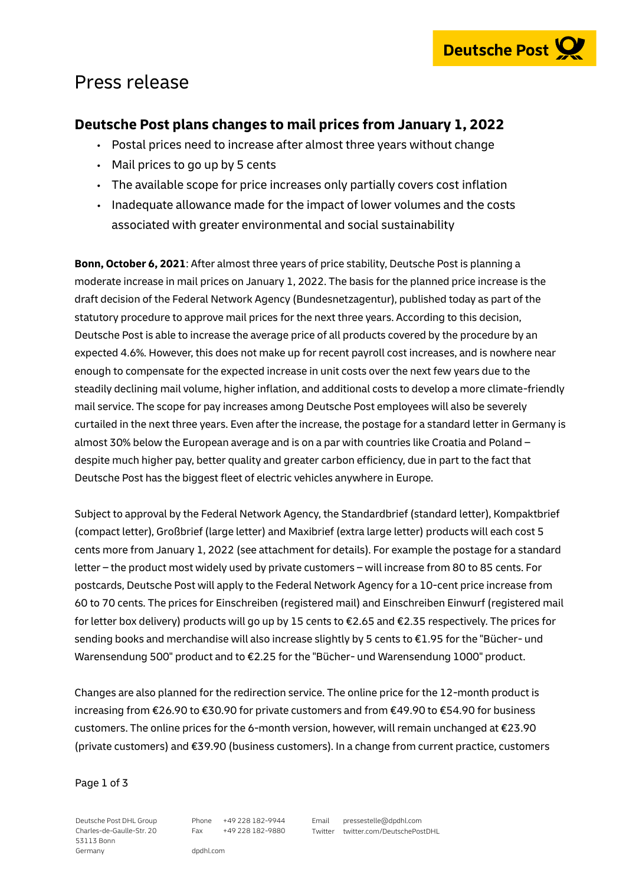# Press release

## Deutsche Post plans changes to mail prices from January 1, 2022

- Postal prices need to increase after almost three years without change
- Mail prices to go up by 5 cents
- The available scope for price increases only partially covers cost inflation
- Inadequate allowance made for the impact of lower volumes and the costs associated with greater environmental and social sustainability

**Bonn, October 6, 2021**: After almost three years of price stability, Deutsche Post is planning a moderate increase in mail prices on January 1, 2022. The basis for the planned price increase is the draft decision of the Federal Network Agency (Bundesnetzagentur), published today as part of the statutory procedure to approve mail prices for the next three years. According to this decision, Deutsche Post is able to increase the average price of all products covered by the procedure by an expected 4.6%. However, this does not make up for recent payroll cost increases, and is nowhere near enough to compensate for the expected increase in unit costs over the next few years due to the steadily declining mail volume, higher inflation, and additional costs to develop a more climate-friendly mail service. The scope for pay increases among Deutsche Post employees will also be severely curtailed in the next three years. Even after the increase, the postage for a standard letter in Germany is almost 30% below the European average and is on a par with countries like Croatia and Poland – despite much higher pay, better quality and greater carbon efficiency, due in part to the fact that Deutsche Post has the biggest fleet of electric vehicles anywhere in Europe.

Subject to approval by the Federal Network Agency, the Standardbrief (standard letter), Kompaktbrief (compact letter), Großbrief (large letter) and Maxibrief (extra large letter) products will each cost 5 cents more from January 1, 2022 (see attachment for details). For example the postage for a standard letter – the product most widely used by private customers – will increase from 80 to 85 cents. For postcards, Deutsche Post will apply to the Federal Network Agency for a 10-cent price increase from 60 to 70 cents. The prices for Einschreiben (registered mail) and Einschreiben Einwurf (registered mail for letter box delivery) products will go up by 15 cents to €2.65 and €2.35 respectively. The prices for sending books and merchandise will also increase slightly by 5 cents to €1.95 for the "Bücher- und Warensendung 500" product and to €2.25 for the "Bücher- und Warensendung 1000" product.

Changes are also planned for the redirection service. The online price for the 12-month product is increasing from €26.90 to €30.90 for private customers and from €49.90 to €54.90 for business customers. The online prices for the 6-month version, however, will remain unchanged at €23.90 (private customers) and €39.90 (business customers). In a change from current practice, customers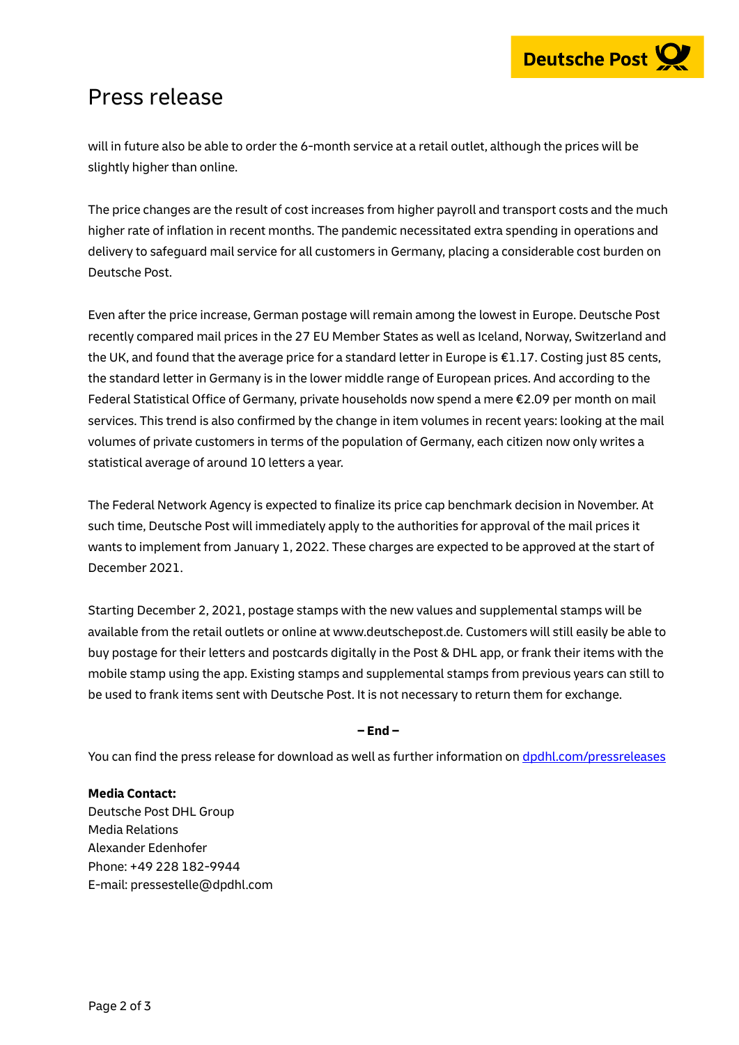will in future also be able to order the 6-month service at a retail outlet, although the prices will be slightly higher than online.

The price changes are the result of cost increases from higher payroll and transport costs and the much higher rate of inflation in recent months. The pandemic necessitated extra spending in operations and delivery to safeguard mail service for all customers in Germany, placing a considerable cost burden on Deutsche Post.

Even after the price increase, German postage will remain among the lowest in Europe. Deutsche Post recently compared mail prices in the 27 EU Member States as well as Iceland, Norway, Switzerland and the UK, and found that the average price for a standard letter in Europe is €1.17. Costing just 85 cents, the standard letter in Germany is in the lower middle range of European prices. And according to the Federal Statistical Office of Germany, private households now spend a mere €2.09 per month on mail services. This trend is also confirmed by the change in item volumes in recent years: looking at the mail volumes of private customers in terms of the population of Germany, each citizen now only writes a statistical average of around 10 letters a year.

The Federal Network Agency is expected to finalize its price cap benchmark decision in November. At such time, Deutsche Post will immediately apply to the authorities for approval of the mail prices it wants to implement from January 1, 2022. These charges are expected to be approved at the start of December 2021.

Starting December 2, 2021, postage stamps with the new values and supplemental stamps will be available from the retail outlets or online at www.deutschepost.de. Customers will still easily be able to buy postage for their letters and postcards digitally in the Post & DHL app, or frank their items with the mobile stamp using the app. Existing stamps and supplemental stamps from previous years can still to be used to frank items sent with Deutsche Post. It is not necessary to return them for exchange.

**– End –**

You can find the press release for download as well as further information on [dpdhl.com/pressreleases](dpdhl.com/pressreleases)

**Media Contact:**
Deutsche Post DHL Group
Media Relations
Alexander Edenhofer
Phone: +49 228 182-9944
E-mail: pressestelle@dpdhl.com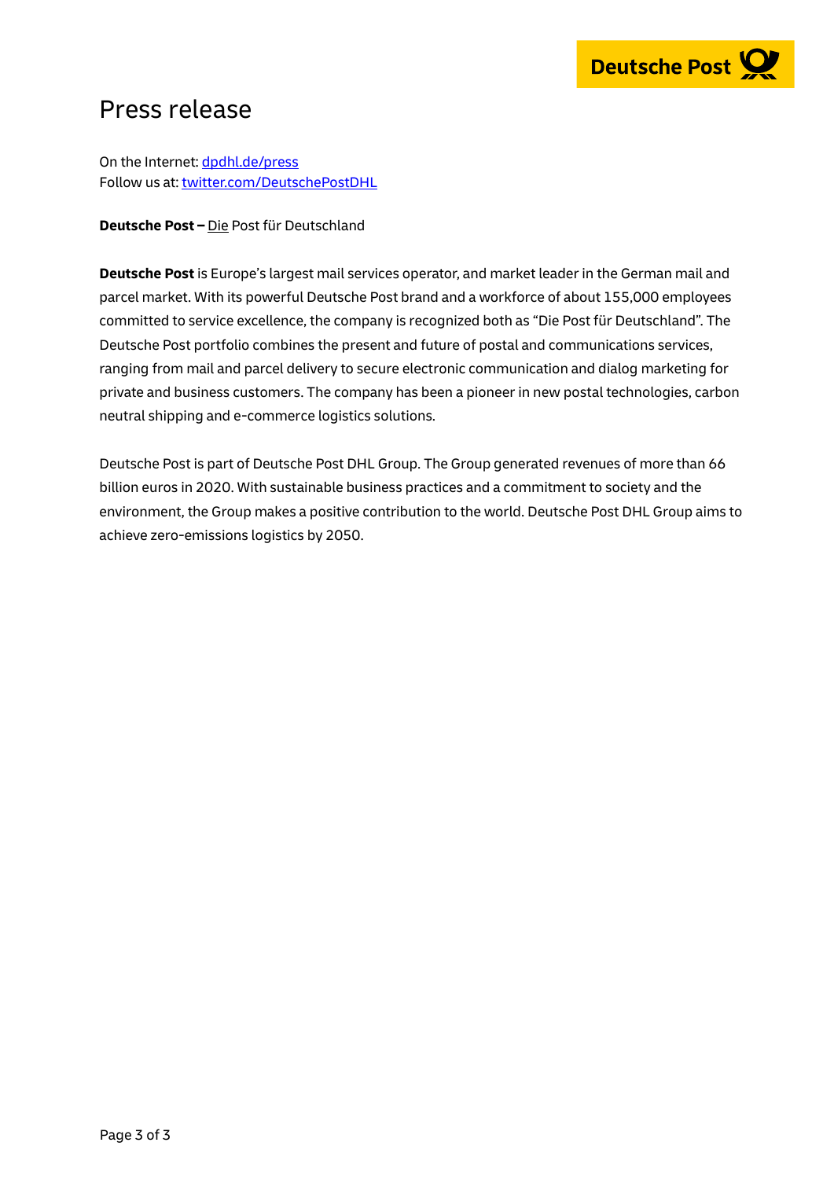# Press release

On the Internet: [dpdhl.de/press](dpdhl.de/press)
Follow us at: [twitter.com/DeutschePostDHL](twitter.com/DeutschePostDHL)

**Deutsche Post –** Die Post für Deutschland

**Deutsche Post** is Europe's largest mail services operator, and market leader in the German mail and parcel market. With its powerful Deutsche Post brand and a workforce of about 155,000 employees committed to service excellence, the company is recognized both as "Die Post für Deutschland". The Deutsche Post portfolio combines the present and future of postal and communications services, ranging from mail and parcel delivery to secure electronic communication and dialog marketing for private and business customers. The company has been a pioneer in new postal technologies, carbon neutral shipping and e-commerce logistics solutions.

Deutsche Post is part of Deutsche Post DHL Group. The Group generated revenues of more than 66 billion euros in 2020. With sustainable business practices and a commitment to society and the environment, the Group makes a positive contribution to the world. Deutsche Post DHL Group aims to achieve zero-emissions logistics by 2050.